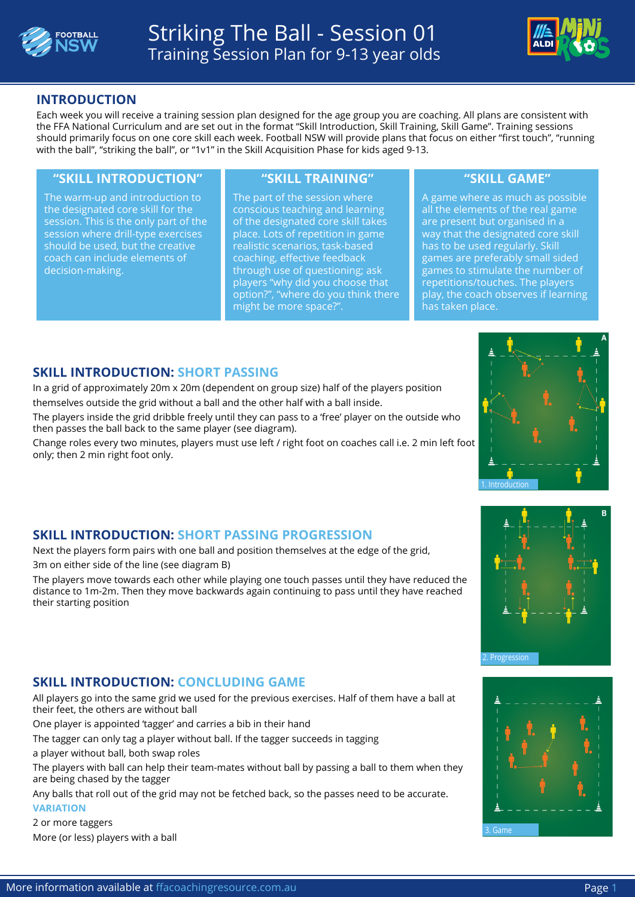# Striking The Ball - Session 01
Training Session Plan for 9-13 year olds

## INTRODUCTION

Each week you will receive a training session plan designed for the age group you are coaching. All plans are consistent with the FFA National Curriculum and are set out in the format "Skill Introduction, Skill Training, Skill Game". Training sessions should primarily focus on one core skill each week. Football NSW will provide plans that focus on either "first touch", "running with the ball", "striking the ball", or "1v1" in the Skill Acquisition Phase for kids aged 9-13.

### "SKILL INTRODUCTION"

The warm-up and introduction to the designated core skill for the session. This is the only part of the session where drill-type exercises should be used, but the creative coach can include elements of decision-making.

### "SKILL TRAINING"

The part of the session where conscious teaching and learning of the designated core skill takes place. Lots of repetition in game realistic scenarios, task-based coaching, effective feedback through use of questioning; ask players "why did you choose that option?", "where do you think there might be more space?".

### "SKILL GAME"

A game where as much as possible all the elements of the real game are present but organised in a way that the designated core skill has to be used regularly. Skill games are preferably small sided games to stimulate the number of repetitions/touches. The players play, the coach observes if learning has taken place.

## SKILL INTRODUCTION: SHORT PASSING

In a grid of approximately 20m x 20m (dependent on group size) half of the players position themselves outside the grid without a ball and the other half with a ball inside.

The players inside the grid dribble freely until they can pass to a 'free' player on the outside who then passes the ball back to the same player (see diagram).

Change roles every two minutes, players must use left / right foot on coaches call i.e. 2 min left foot only; then 2 min right foot only.

A

1. Introduction

## SKILL INTRODUCTION: SHORT PASSING PROGRESSION

Next the players form pairs with one ball and position themselves at the edge of the grid, 3m on either side of the line (see diagram B)

The players move towards each other while playing one touch passes until they have reduced the distance to 1m-2m. Then they move backwards again continuing to pass until they have reached their starting position

B

2. Progression

## SKILL INTRODUCTION: CONCLUDING GAME

All players go into the same grid we used for the previous exercises. Half of them have a ball at their feet, the others are without ball

One player is appointed 'tagger' and carries a bib in their hand

The tagger can only tag a player without ball. If the tagger succeeds in tagging a player without ball, both swap roles

The players with ball can help their team-mates without ball by passing a ball to them when they are being chased by the tagger

Any balls that roll out of the grid may not be fetched back, so the passes need to be accurate.

**VARIATION**

2 or more taggers

More (or less) players with a ball

3. Game

More information available at ffacoachingresource.com.au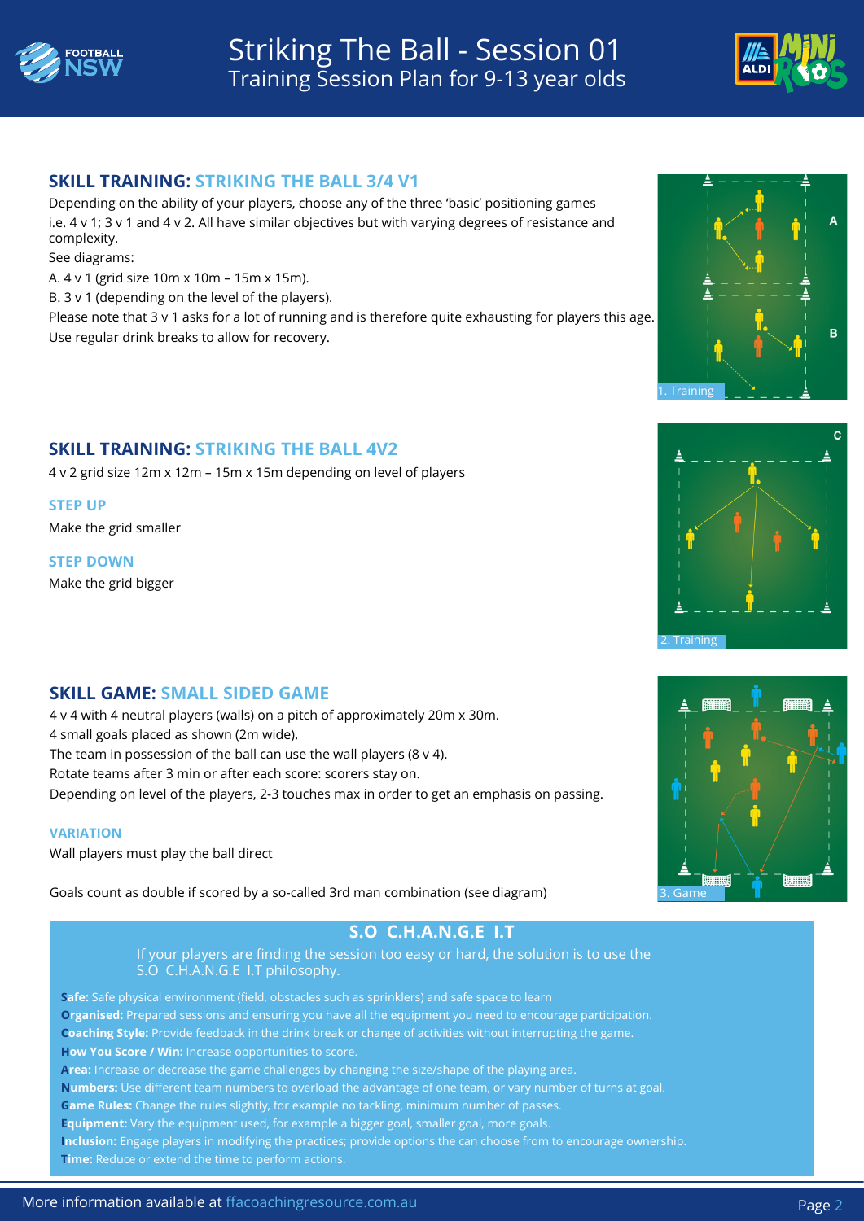# Striking The Ball - Session 01
## Training Session Plan for 9-13 year olds

### SKILL TRAINING: STRIKING THE BALL 3/4 V1

Depending on the ability of your players, choose any of the three 'basic' positioning games i.e. 4 v 1; 3 v 1 and 4 v 2. All have similar objectives but with varying degrees of resistance and complexity.

See diagrams:

A. 4 v 1 (grid size 10m x 10m – 15m x 15m).

B. 3 v 1 (depending on the level of the players).

Please note that 3 v 1 asks for a lot of running and is therefore quite exhausting for players this age. Use regular drink breaks to allow for recovery.

A

B

1. Training

### SKILL TRAINING: STRIKING THE BALL 4V2

4 v 2 grid size 12m x 12m – 15m x 15m depending on level of players

**STEP UP**

Make the grid smaller

**STEP DOWN**

Make the grid bigger

C

2. Training

### SKILL GAME: SMALL SIDED GAME

4 v 4 with 4 neutral players (walls) on a pitch of approximately 20m x 30m.
4 small goals placed as shown (2m wide).
The team in possession of the ball can use the wall players (8 v 4).
Rotate teams after 3 min or after each score: scorers stay on.
Depending on level of the players, 2-3 touches max in order to get an emphasis on passing.

**VARIATION**

Wall players must play the ball direct

Goals count as double if scored by a so-called 3rd man combination (see diagram)

3. Game

### S.O C.H.A.N.G.E I.T

If your players are finding the session too easy or hard, the solution is to use the S.O C.H.A.N.G.E I.T philosophy.

**Safe:** Safe physical environment (field, obstacles such as sprinklers) and safe space to learn
**Organised:** Prepared sessions and ensuring you have all the equipment you need to encourage participation.
**Coaching Style:** Provide feedback in the drink break or change of activities without interrupting the game.
**How You Score / Win:** Increase opportunities to score.
**Area:** Increase or decrease the game challenges by changing the size/shape of the playing area.
**Numbers:** Use different team numbers to overload the advantage of one team, or vary number of turns at goal.
**Game Rules:** Change the rules slightly, for example no tackling, minimum number of passes.
**Equipment:** Vary the equipment used, for example a bigger goal, smaller goal, more goals.
**Inclusion:** Engage players in modifying the practices; provide options the can choose from to encourage ownership.
**Time:** Reduce or extend the time to perform actions.

More information available at ffacoachingresource.com.au